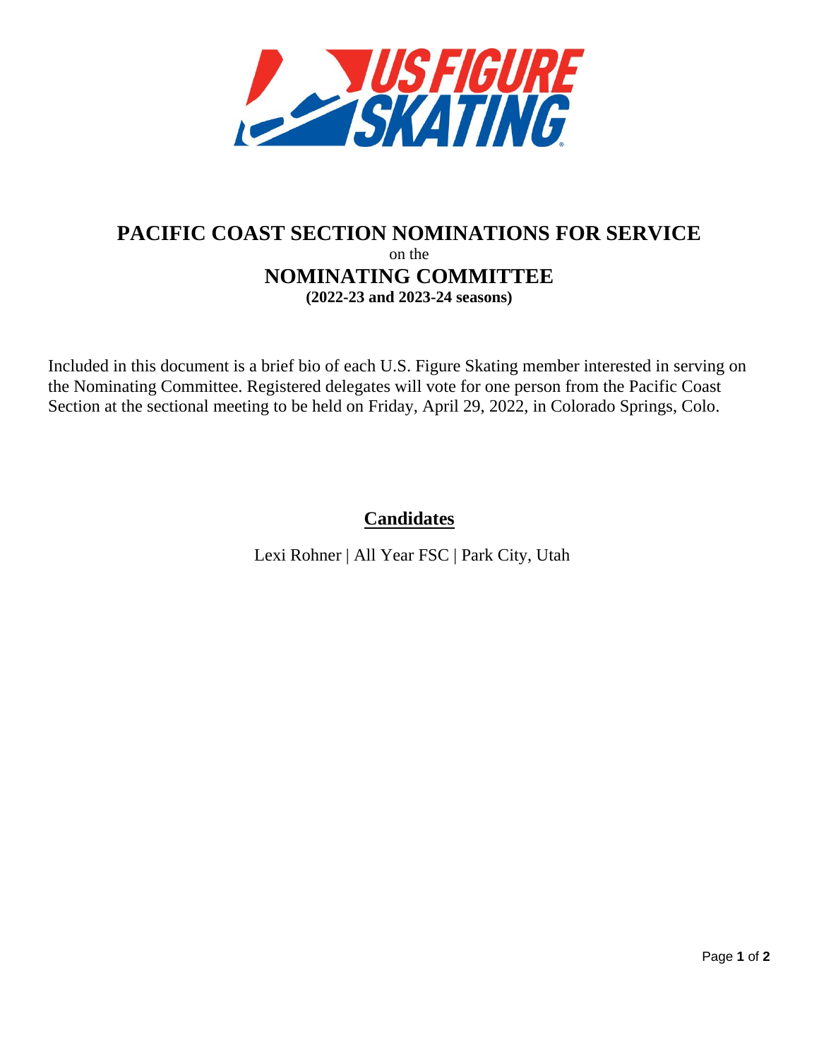# PACIFIC COAST SECTION NOMINATIONS FOR SERVICE

on the

# NOMINATING COMMITTEE

**(2022-23 and 2023-24 seasons)**

Included in this document is a brief bio of each U.S. Figure Skating member interested in serving on the Nominating Committee. Registered delegates will vote for one person from the Pacific Coast Section at the sectional meeting to be held on Friday, April 29, 2022, in Colorado Springs, Colo.

## Candidates

Lexi Rohner | All Year FSC | Park City, Utah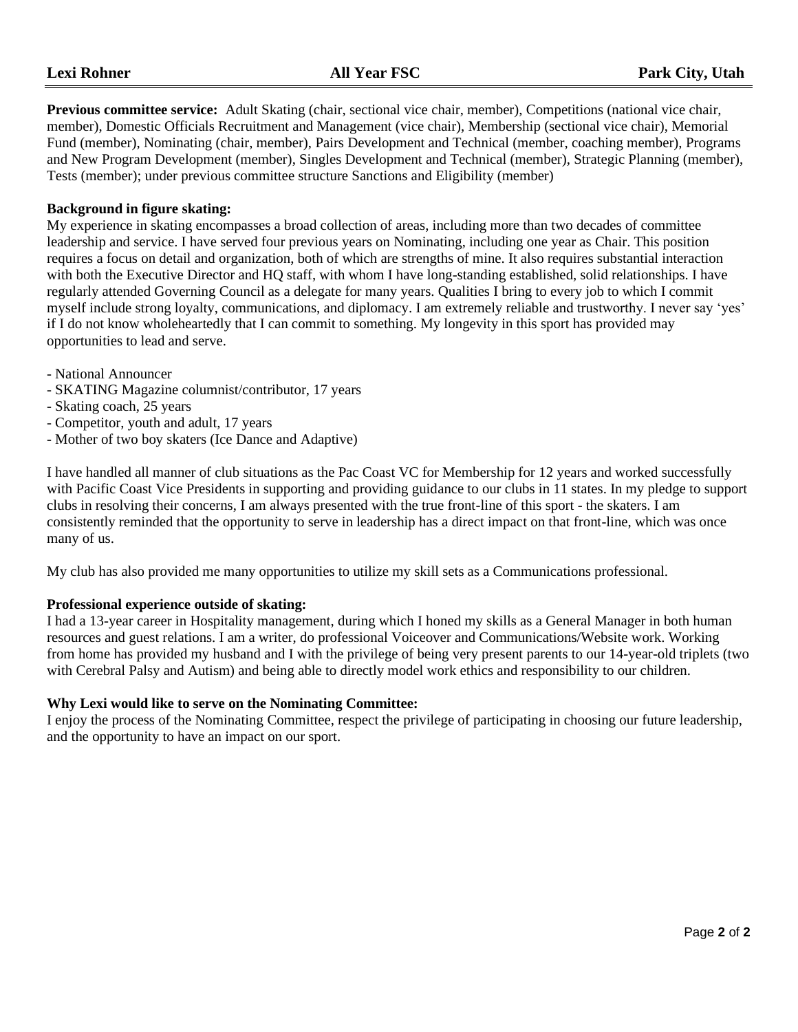**Lexi Rohner** | **All Year FSC** | **Park City, Utah**

**Previous committee service:** Adult Skating (chair, sectional vice chair, member), Competitions (national vice chair, member), Domestic Officials Recruitment and Management (vice chair), Membership (sectional vice chair), Memorial Fund (member), Nominating (chair, member), Pairs Development and Technical (member, coaching member), Programs and New Program Development (member), Singles Development and Technical (member), Strategic Planning (member), Tests (member); under previous committee structure Sanctions and Eligibility (member)

**Background in figure skating:**

My experience in skating encompasses a broad collection of areas, including more than two decades of committee leadership and service. I have served four previous years on Nominating, including one year as Chair. This position requires a focus on detail and organization, both of which are strengths of mine. It also requires substantial interaction with both the Executive Director and HQ staff, with whom I have long-standing established, solid relationships. I have regularly attended Governing Council as a delegate for many years. Qualities I bring to every job to which I commit myself include strong loyalty, communications, and diplomacy. I am extremely reliable and trustworthy. I never say 'yes' if I do not know wholeheartedly that I can commit to something. My longevity in this sport has provided may opportunities to lead and serve.

- National Announcer
- SKATING Magazine columnist/contributor, 17 years
- Skating coach, 25 years
- Competitor, youth and adult, 17 years
- Mother of two boy skaters (Ice Dance and Adaptive)

I have handled all manner of club situations as the Pac Coast VC for Membership for 12 years and worked successfully with Pacific Coast Vice Presidents in supporting and providing guidance to our clubs in 11 states. In my pledge to support clubs in resolving their concerns, I am always presented with the true front-line of this sport - the skaters. I am consistently reminded that the opportunity to serve in leadership has a direct impact on that front-line, which was once many of us.

My club has also provided me many opportunities to utilize my skill sets as a Communications professional.

**Professional experience outside of skating:**

I had a 13-year career in Hospitality management, during which I honed my skills as a General Manager in both human resources and guest relations. I am a writer, do professional Voiceover and Communications/Website work. Working from home has provided my husband and I with the privilege of being very present parents to our 14-year-old triplets (two with Cerebral Palsy and Autism) and being able to directly model work ethics and responsibility to our children.

**Why Lexi would like to serve on the Nominating Committee:**

I enjoy the process of the Nominating Committee, respect the privilege of participating in choosing our future leadership, and the opportunity to have an impact on our sport.